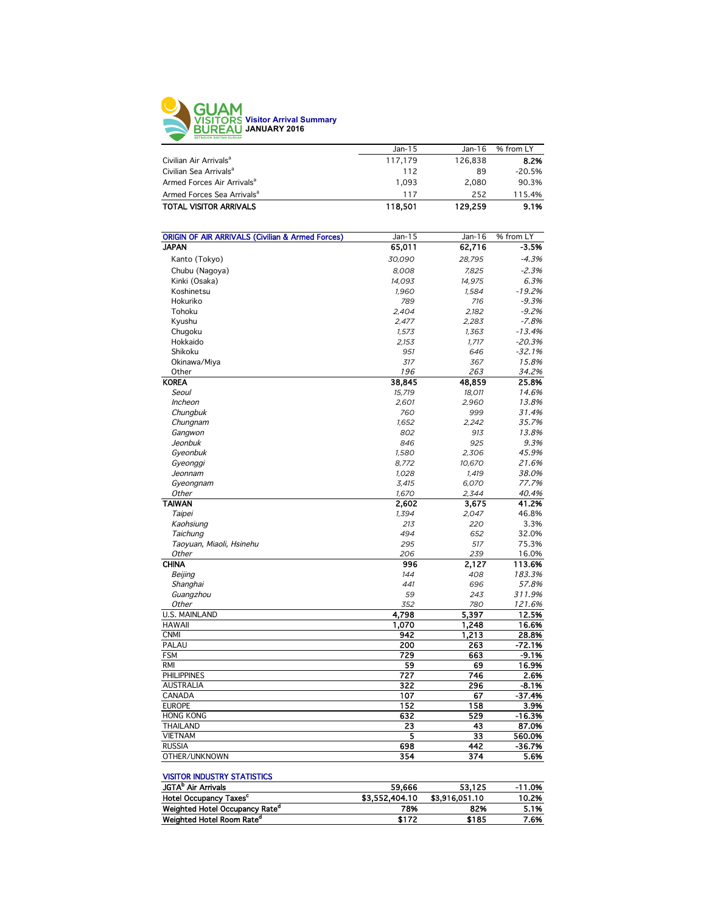# GUAM VISITORS BUREAU

## Visitor Arrival Summary
## JANUARY 2016

| | Jan-15 | Jan-16 | % from LY |
|---|---|---|---|
| Civilian Air Arrivals[a] | 117,179 | 126,838 | **8.2%** |
| Civilian Sea Arrivals[a] | 112 | 89 | -20.5% |
| Armed Forces Air Arrivals[a] | 1,093 | 2,080 | 90.3% |
| Armed Forces Sea Arrivals[a] | 117 | 252 | 115.4% |
| **TOTAL VISITOR ARRIVALS** | **118,501** | **129,259** | **9.1%** |

| ORIGIN OF AIR ARRIVALS (Civilian & Armed Forces) | Jan-15 | Jan-16 | % from LY |
|---|---|---|---|
| **JAPAN** | **65,011** | **62,716** | **-3.5%** |
| Kanto (Tokyo) | *30,090* | *28,795* | *-4.3%* |
| Chubu (Nagoya) | *8,008* | *7,825* | *-2.3%* |
| Kinki (Osaka) | *14,093* | *14,975* | *6.3%* |
| Koshinetsu | *1,960* | *1,584* | *-19.2%* |
| Hokuriko | *789* | *716* | *-9.3%* |
| Tohoku | *2,404* | *2,182* | *-9.2%* |
| Kyushu | *2,477* | *2,283* | *-7.8%* |
| Chugoku | *1,573* | *1,363* | *-13.4%* |
| Hokkaido | *2,153* | *1,717* | *-20.3%* |
| Shikoku | *951* | *646* | *-32.1%* |
| Okinawa/Miya | *317* | *367* | *15.8%* |
| Other | *196* | *263* | *34.2%* |
| **KOREA** | **38,845** | **48,859** | **25.8%** |
| *Seoul* | *15,719* | *18,011* | *14.6%* |
| *Incheon* | *2,601* | *2,960* | *13.8%* |
| *Chungbuk* | *760* | *999* | *31.4%* |
| *Chungnam* | *1,652* | *2,242* | *35.7%* |
| *Gangwon* | *802* | *913* | *13.8%* |
| *Jeonbuk* | *846* | *925* | *9.3%* |
| *Gyeonbuk* | *1,580* | *2,306* | *45.9%* |
| *Gyeonggi* | *8,772* | *10,670* | *21.6%* |
| *Jeonnam* | *1,028* | *1,419* | *38.0%* |
| *Gyeongnam* | *3,415* | *6,070* | *77.7%* |
| *Other* | *1,670* | *2,344* | *40.4%* |
| **TAIWAN** | **2,602** | **3,675** | **41.2%** |
| *Taipei* | *1,394* | *2,047* | 46.8% |
| *Kaohsiung* | *213* | *220* | 3.3% |
| *Taichung* | *494* | *652* | 32.0% |
| *Taoyuan, Miaoli, Hsinehu* | *295* | *517* | 75.3% |
| *Other* | *206* | *239* | 16.0% |
| **CHINA** | **996** | **2,127** | **113.6%** |
| *Beijing* | *144* | *408* | *183.3%* |
| *Shanghai* | *441* | *696* | *57.8%* |
| *Guangzhou* | *59* | *243* | *311.9%* |
| *Other* | *352* | *780* | *121.6%* |
| U.S. MAINLAND | **4,798** | **5,397** | **12.5%** |
| HAWAII | **1,070** | **1,248** | **16.6%** |
| CNMI | **942** | **1,213** | **28.8%** |
| PALAU | **200** | **263** | **-72.1%** |
| FSM | **729** | **663** | **-9.1%** |
| RMI | **59** | **69** | **16.9%** |
| PHILIPPINES | **727** | **746** | **2.6%** |
| AUSTRALIA | **322** | **296** | **-8.1%** |
| CANADA | **107** | **67** | **-37.4%** |
| EUROPE | **152** | **158** | **3.9%** |
| HONG KONG | **632** | **529** | **-16.3%** |
| THAILAND | **23** | **43** | **87.0%** |
| VIETNAM | **5** | **33** | **560.0%** |
| RUSSIA | **698** | **442** | **-36.7%** |
| OTHER/UNKNOWN | **354** | **374** | **5.6%** |

| VISITOR INDUSTRY STATISTICS | | | |
|---|---|---|---|
| **JGTA[b] Air Arrivals** | 59,666 | 53,125 | -11.0% |
| **Hotel Occupancy Taxes[c]** | $3,552,404.10 | $3,916,051.10 | 10.2% |
| **Weighted Hotel Occupancy Rate[d]** | 78% | 82% | 5.1% |
| **Weighted Hotel Room Rate[d]** | $172 | $185 | 7.6% |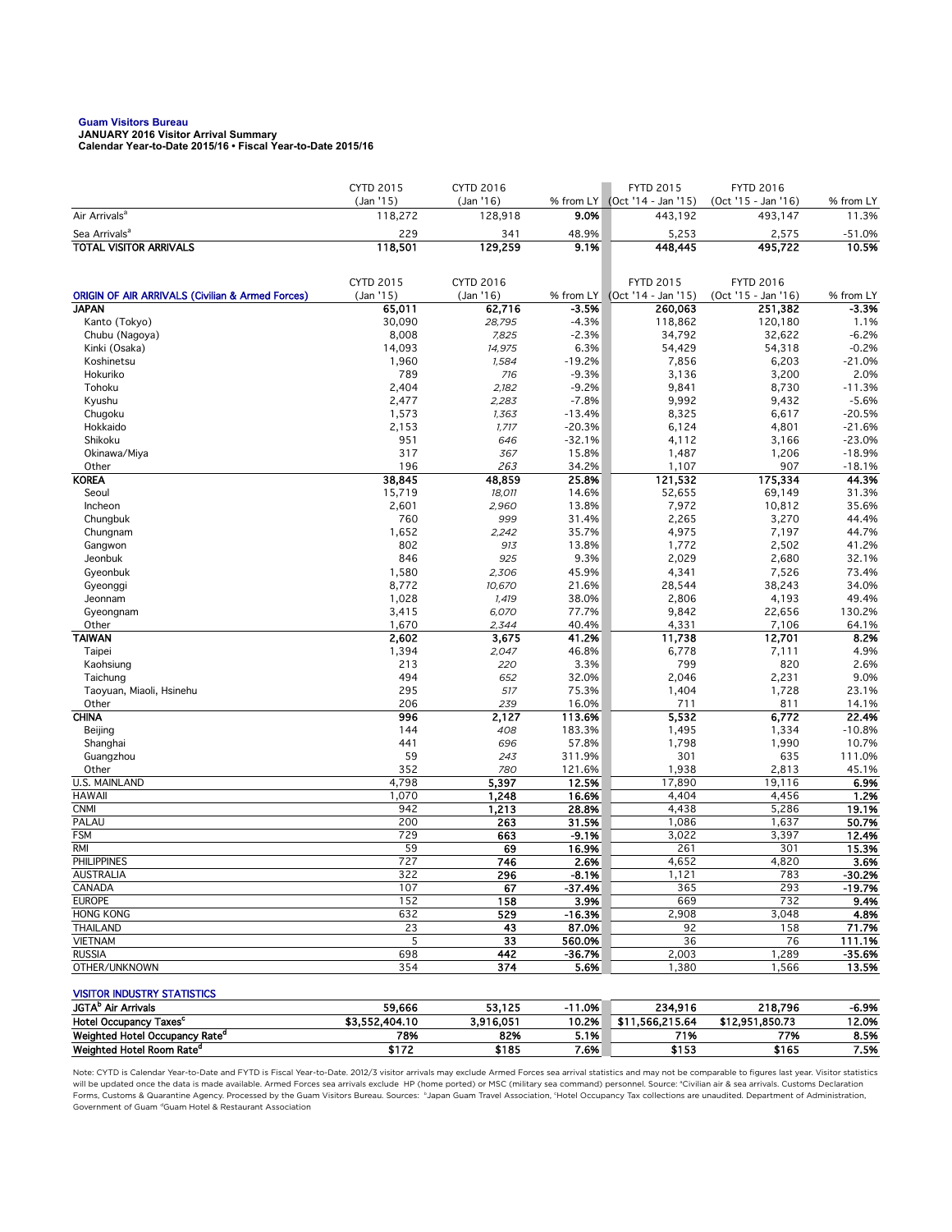**Guam Visitors Bureau**
**JANUARY 2016 Visitor Arrival Summary**
**Calendar Year-to-Date 2015/16 • Fiscal Year-to-Date 2015/16**

| | CYTD 2015 (Jan '15) | CYTD 2016 (Jan '16) | % from LY | FYTD 2015 (Oct '14 - Jan '15) | FYTD 2016 (Oct '15 - Jan '16) | % from LY |
|---|---|---|---|---|---|---|
| Air Arrivals[a] | 118,272 | 128,918 | **9.0%** | 443,192 | 493,147 | 11.3% |
| Sea Arrivals[a] | 229 | 341 | 48.9% | 5,253 | 2,575 | -51.0% |
| **TOTAL VISITOR ARRIVALS** | **118,501** | **129,259** | **9.1%** | **448,445** | **495,722** | **10.5%** |

| ORIGIN OF AIR ARRIVALS (Civilian & Armed Forces) | CYTD 2015 (Jan '15) | CYTD 2016 (Jan '16) | % from LY | FYTD 2015 (Oct '14 - Jan '15) | FYTD 2016 (Oct '15 - Jan '16) | % from LY |
|---|---|---|---|---|---|---|
| **JAPAN** | **65,011** | **62,716** | **-3.5%** | **260,063** | **251,382** | **-3.3%** |
| Kanto (Tokyo) | 30,090 | *28,795* | -4.3% | 118,862 | 120,180 | 1.1% |
| Chubu (Nagoya) | 8,008 | *7,825* | -2.3% | 34,792 | 32,622 | -6.2% |
| Kinki (Osaka) | 14,093 | *14,975* | 6.3% | 54,429 | 54,318 | -0.2% |
| Koshinetsu | 1,960 | *1,584* | -19.2% | 7,856 | 6,203 | -21.0% |
| Hokuriko | 789 | *716* | -9.3% | 3,136 | 3,200 | 2.0% |
| Tohoku | 2,404 | *2,182* | -9.2% | 9,841 | 8,730 | -11.3% |
| Kyushu | 2,477 | *2,283* | -7.8% | 9,992 | 9,432 | -5.6% |
| Chugoku | 1,573 | *1,363* | -13.4% | 8,325 | 6,617 | -20.5% |
| Hokkaido | 2,153 | *1,717* | -20.3% | 6,124 | 4,801 | -21.6% |
| Shikoku | 951 | *646* | -32.1% | 4,112 | 3,166 | -23.0% |
| Okinawa/Miya | 317 | *367* | 15.8% | 1,487 | 1,206 | -18.9% |
| Other | 196 | *263* | 34.2% | 1,107 | 907 | -18.1% |
| **KOREA** | **38,845** | **48,859** | **25.8%** | **121,532** | **175,334** | **44.3%** |
| Seoul | 15,719 | *18,011* | 14.6% | 52,655 | 69,149 | 31.3% |
| Incheon | 2,601 | *2,960* | 13.8% | 7,972 | 10,812 | 35.6% |
| Chungbuk | 760 | *999* | 31.4% | 2,265 | 3,270 | 44.4% |
| Chungnam | 1,652 | *2,242* | 35.7% | 4,975 | 7,197 | 44.7% |
| Gangwon | 802 | *913* | 13.8% | 1,772 | 2,502 | 41.2% |
| Jeonbuk | 846 | *925* | 9.3% | 2,029 | 2,680 | 32.1% |
| Gyeonbuk | 1,580 | *2,306* | 45.9% | 4,341 | 7,526 | 73.4% |
| Gyeonggi | 8,772 | *10,670* | 21.6% | 28,544 | 38,243 | 34.0% |
| Jeonnam | 1,028 | *1,419* | 38.0% | 2,806 | 4,193 | 49.4% |
| Gyeongnam | 3,415 | *6,070* | 77.7% | 9,842 | 22,656 | 130.2% |
| Other | 1,670 | *2,344* | 40.4% | 4,331 | 7,106 | 64.1% |
| **TAIWAN** | **2,602** | **3,675** | **41.2%** | **11,738** | **12,701** | **8.2%** |
| Taipei | 1,394 | *2,047* | 46.8% | 6,778 | 7,111 | 4.9% |
| Kaohsiung | 213 | *220* | 3.3% | 799 | 820 | 2.6% |
| Taichung | 494 | *652* | 32.0% | 2,046 | 2,231 | 9.0% |
| Taoyuan, Miaoli, Hsinehu | 295 | *517* | 75.3% | 1,404 | 1,728 | 23.1% |
| Other | 206 | *239* | 16.0% | 711 | 811 | 14.1% |
| **CHINA** | **996** | **2,127** | **113.6%** | **5,532** | **6,772** | **22.4%** |
| Beijing | 144 | *408* | 183.3% | 1,495 | 1,334 | -10.8% |
| Shanghai | 441 | *696* | 57.8% | 1,798 | 1,990 | 10.7% |
| Guangzhou | 59 | *243* | 311.9% | 301 | 635 | 111.0% |
| Other | 352 | *780* | 121.6% | 1,938 | 2,813 | 45.1% |
| U.S. MAINLAND | 4,798 | **5,397** | **12.5%** | 17,890 | 19,116 | **6.9%** |
| HAWAII | 1,070 | **1,248** | **16.6%** | 4,404 | 4,456 | **1.2%** |
| CNMI | 942 | **1,213** | **28.8%** | 4,438 | 5,286 | **19.1%** |
| PALAU | 200 | **263** | **31.5%** | 1,086 | 1,637 | **50.7%** |
| FSM | 729 | **663** | **-9.1%** | 3,022 | 3,397 | **12.4%** |
| RMI | 59 | **69** | **16.9%** | 261 | 301 | **15.3%** |
| PHILIPPINES | 727 | **746** | **2.6%** | 4,652 | 4,820 | **3.6%** |
| AUSTRALIA | 322 | **296** | **-8.1%** | 1,121 | 783 | **-30.2%** |
| CANADA | 107 | **67** | **-37.4%** | 365 | 293 | **-19.7%** |
| EUROPE | 152 | **158** | **3.9%** | 669 | 732 | **9.4%** |
| HONG KONG | 632 | **529** | **-16.3%** | 2,908 | 3,048 | **4.8%** |
| THAILAND | 23 | **43** | **87.0%** | 92 | 158 | **71.7%** |
| VIETNAM | 5 | **33** | **560.0%** | 36 | 76 | **111.1%** |
| RUSSIA | 698 | **442** | **-36.7%** | 2,003 | 1,289 | **-35.6%** |
| OTHER/UNKNOWN | 354 | **374** | **5.6%** | 1,380 | 1,566 | **13.5%** |

| VISITOR INDUSTRY STATISTICS | | | | | | |
|---|---|---|---|---|---|---|
| **JGTA[b] Air Arrivals** | **59,666** | **53,125** | **-11.0%** | **234,916** | **218,796** | **-6.9%** |
| **Hotel Occupancy Taxes[c]** | **$3,552,404.10** | **3,916,051** | **10.2%** | **$11,566,215.64** | **$12,951,850.73** | **12.0%** |
| **Weighted Hotel Occupancy Rate[d]** | **78%** | **82%** | **5.1%** | **71%** | **77%** | **8.5%** |
| **Weighted Hotel Room Rate[d]** | **$172** | **$185** | **7.6%** | **$153** | **$165** | **7.5%** |

Note: CYTD is Calendar Year-to-Date and FYTD is Fiscal Year-to-Date. 2012/3 visitor arrivals may exclude Armed Forces sea arrival statistics and may not be comparable to figures last year. Visitor statistics will be updated once the data is made available. Armed Forces sea arrivals exclude HP (home ported) or MSC (military sea command) personnel. Source: [a]Civilian air & sea arrivals. Customs Declaration Forms, Customs & Quarantine Agency. Processed by the Guam Visitors Bureau. Sources: [b]Japan Guam Travel Association, [c]Hotel Occupancy Tax collections are unaudited. Department of Administration, Government of Guam [d]Guam Hotel & Restaurant Association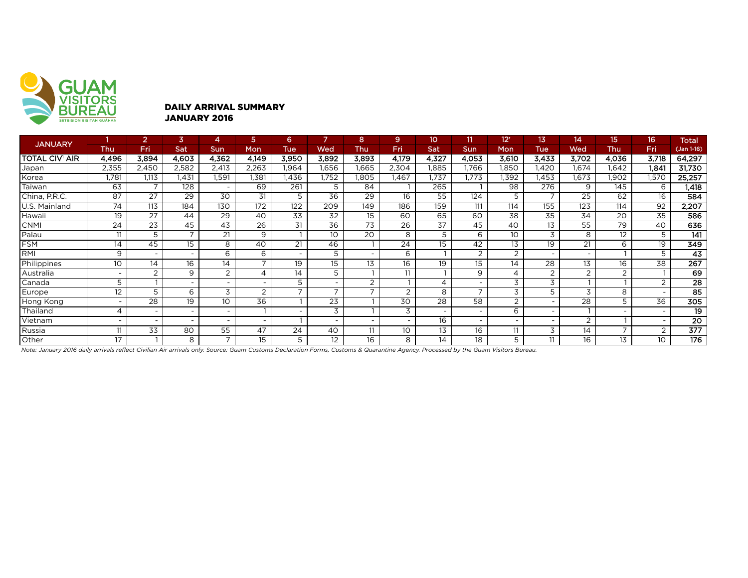GUAM VISITORS BUREAU
SETBISION BISITAN GUÅHAN

## DAILY ARRIVAL SUMMARY
## JANUARY 2016

| JANUARY | 1 | 2 | 3 | 4 | 5 | 6 | 7 | 8 | 9 | 10 | 11 | 12' | 13 | 14 | 15 | 16 | Total |
|---|---|---|---|---|---|---|---|---|---|---|---|---|---|---|---|---|---|
| | Thu | Fri | Sat | Sun | Mon | Tue | Wed | Thu | Fri | Sat | Sun | Mon | Tue | Wed | Thu | Fri | (Jan 1-16) |
| **TOTAL CIV[1] AIR** | **4,496** | **3,894** | **4,603** | **4,362** | **4,149** | **3,950** | **3,892** | **3,893** | **4,179** | **4,327** | **4,053** | **3,610** | **3,433** | **3,702** | **4,036** | **3,718** | **64,297** |
| Japan | 2,355 | 2,450 | 2,582 | 2,413 | 2,263 | 1,964 | 1,656 | 1,665 | 2,304 | 1,885 | 1,766 | 1,850 | 1,420 | 1,674 | 1,642 | 1,841 | **31,730** |
| Korea | 1,781 | 1,113 | 1,431 | 1,591 | 1,381 | 1,436 | 1,752 | 1,805 | 1,467 | 1,737 | 1,773 | 1,392 | 1,453 | 1,673 | 1,902 | 1,570 | **25,257** |
| Taiwan | 63 | 7 | 128 | - | 69 | 261 | 5 | 84 | 1 | 265 | 1 | 98 | 276 | 9 | 145 | 6 | **1,418** |
| China, P.R.C. | 87 | 27 | 29 | 30 | 31 | 5 | 36 | 29 | 16 | 55 | 124 | 5 | 7 | 25 | 62 | 16 | **584** |
| U.S. Mainland | 74 | 113 | 184 | 130 | 172 | 122 | 209 | 149 | 186 | 159 | 111 | 114 | 155 | 123 | 114 | 92 | **2,207** |
| Hawaii | 19 | 27 | 44 | 29 | 40 | 33 | 32 | 15 | 60 | 65 | 60 | 38 | 35 | 34 | 20 | 35 | **586** |
| CNMI | 24 | 23 | 45 | 43 | 26 | 31 | 36 | 73 | 26 | 37 | 45 | 40 | 13 | 55 | 79 | 40 | **636** |
| Palau | 11 | 5 | 7 | 21 | 9 | 1 | 10 | 20 | 8 | 5 | 6 | 10 | 3 | 8 | 12 | 5 | **141** |
| FSM | 14 | 45 | 15 | 8 | 40 | 21 | 46 | 1 | 24 | 15 | 42 | 13 | 19 | 21 | 6 | 19 | **349** |
| RMI | 9 | - | - | 6 | 6 | - | 5 | - | 6 | 1 | 2 | 2 | - | - | 1 | 5 | **43** |
| Philippines | 10 | 14 | 16 | 14 | 7 | 19 | 15 | 13 | 16 | 19 | 15 | 14 | 28 | 13 | 16 | 38 | **267** |
| Australia | - | 2 | 9 | 2 | 4 | 14 | 5 | 1 | 11 | 1 | 9 | 4 | 2 | 2 | 2 | 1 | **69** |
| Canada | 5 | 1 | - | - | - | 5 | - | 2 | 1 | 4 | - | 3 | 3 | 1 | 1 | 2 | **28** |
| Europe | 12 | 5 | 6 | 3 | 2 | 7 | 7 | 7 | 2 | 8 | 7 | 3 | 5 | 3 | 8 | - | **85** |
| Hong Kong | - | 28 | 19 | 10 | 36 | 1 | 23 | 1 | 30 | 28 | 58 | 2 | - | 28 | 5 | 36 | **305** |
| Thailand | 4 | - | - | - | 1 | - | 3 | 1 | 3 | - | - | 6 | - | 1 | - | - | **19** |
| Vietnam | - | - | - | - | - | 1 | - | - | - | 16 | - | - | - | 2 | 1 | - | **20** |
| Russia | 11 | 33 | 80 | 55 | 47 | 24 | 40 | 11 | 10 | 13 | 16 | 11 | 3 | 14 | 7 | 2 | **377** |
| Other | 17 | 1 | 8 | 7 | 15 | 5 | 12 | 16 | 8 | 14 | 18 | 5 | 11 | 16 | 13 | 10 | **176** |

*Note: January 2016 daily arrivals reflect Civilian Air arrivals only. Source: Guam Customs Declaration Forms, Customs & Quarantine Agency. Processed by the Guam Visitors Bureau.*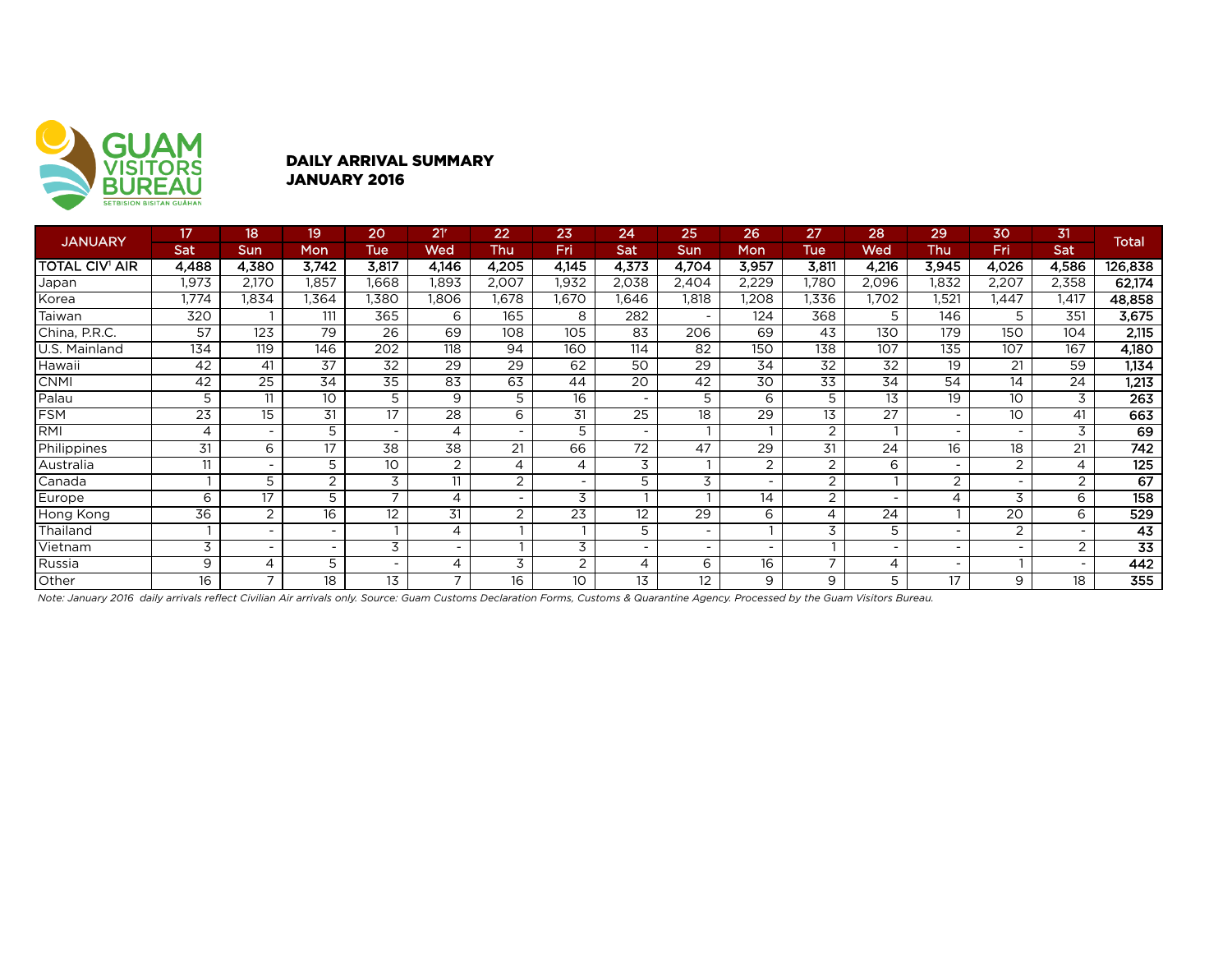GUAM VISITORS BUREAU
SETBISION BISITAN GUÅHAN

## DAILY ARRIVAL SUMMARY
## JANUARY 2016

| JANUARY | 17 | 18 | 19 | 20 | 21[r] | 22 | 23 | 24 | 25 | 26 | 27 | 28 | 29 | 30 | 31 | Total |
|---|---|---|---|---|---|---|---|---|---|---|---|---|---|---|---|---|
| | Sat | Sun | Mon | Tue | Wed | Thu | Fri | Sat | Sun | Mon | Tue | Wed | Thu | Fri | Sat | |
| **TOTAL CIV[1] AIR** | **4,488** | **4,380** | **3,742** | **3,817** | **4,146** | **4,205** | **4,145** | **4,373** | **4,704** | **3,957** | **3,811** | **4,216** | **3,945** | **4,026** | **4,586** | **126,838** |
| Japan | 1,973 | 2,170 | 1,857 | 1,668 | 1,893 | 2,007 | 1,932 | 2,038 | 2,404 | 2,229 | 1,780 | 2,096 | 1,832 | 2,207 | 2,358 | **62,174** |
| Korea | 1,774 | 1,834 | 1,364 | 1,380 | 1,806 | 1,678 | 1,670 | 1,646 | 1,818 | 1,208 | 1,336 | 1,702 | 1,521 | 1,447 | 1,417 | **48,858** |
| Taiwan | 320 | 1 | 111 | 365 | 6 | 165 | 8 | 282 | - | 124 | 368 | 5 | 146 | 5 | 351 | **3,675** |
| China, P.R.C. | 57 | 123 | 79 | 26 | 69 | 108 | 105 | 83 | 206 | 69 | 43 | 130 | 179 | 150 | 104 | **2,115** |
| U.S. Mainland | 134 | 119 | 146 | 202 | 118 | 94 | 160 | 114 | 82 | 150 | 138 | 107 | 135 | 107 | 167 | **4,180** |
| Hawaii | 42 | 41 | 37 | 32 | 29 | 29 | 62 | 50 | 29 | 34 | 32 | 32 | 19 | 21 | 59 | **1,134** |
| CNMI | 42 | 25 | 34 | 35 | 83 | 63 | 44 | 20 | 42 | 30 | 33 | 34 | 54 | 14 | 24 | **1,213** |
| Palau | 5 | 11 | 10 | 5 | 9 | 5 | 16 | - | 5 | 6 | 5 | 13 | 19 | 10 | 3 | **263** |
| FSM | 23 | 15 | 31 | 17 | 28 | 6 | 31 | 25 | 18 | 29 | 13 | 27 | - | 10 | 41 | **663** |
| RMI | 4 | - | 5 | - | 4 | - | 5 | - | 1 | 1 | 2 | 1 | - | - | 3 | **69** |
| Philippines | 31 | 6 | 17 | 38 | 38 | 21 | 66 | 72 | 47 | 29 | 31 | 24 | 16 | 18 | 21 | **742** |
| Australia | 11 | - | 5 | 10 | 2 | 4 | 4 | 3 | 1 | 2 | 2 | 6 | - | 2 | 4 | **125** |
| Canada | 1 | 5 | 2 | 3 | 11 | 2 | - | 5 | 3 | - | 2 | 1 | 2 | - | 2 | **67** |
| Europe | 6 | 17 | 5 | 7 | 4 | - | 3 | 1 | 1 | 14 | 2 | - | 4 | 3 | 6 | **158** |
| Hong Kong | 36 | 2 | 16 | 12 | 31 | 2 | 23 | 12 | 29 | 6 | 4 | 24 | 1 | 20 | 6 | **529** |
| Thailand | 1 | - | - | 1 | 4 | 1 | 1 | 5 | - | 1 | 3 | 5 | - | 2 | - | **43** |
| Vietnam | 3 | - | - | 3 | - | 1 | 3 | - | - | - | 1 | - | - | - | 2 | **33** |
| Russia | 9 | 4 | 5 | - | 4 | 3 | 2 | 4 | 6 | 16 | 7 | 4 | - | 1 | - | **442** |
| Other | 16 | 7 | 18 | 13 | 7 | 16 | 10 | 13 | 12 | 9 | 9 | 5 | 17 | 9 | 18 | **355** |

*Note: January 2016 daily arrivals reflect Civilian Air arrivals only. Source: Guam Customs Declaration Forms, Customs & Quarantine Agency. Processed by the Guam Visitors Bureau.*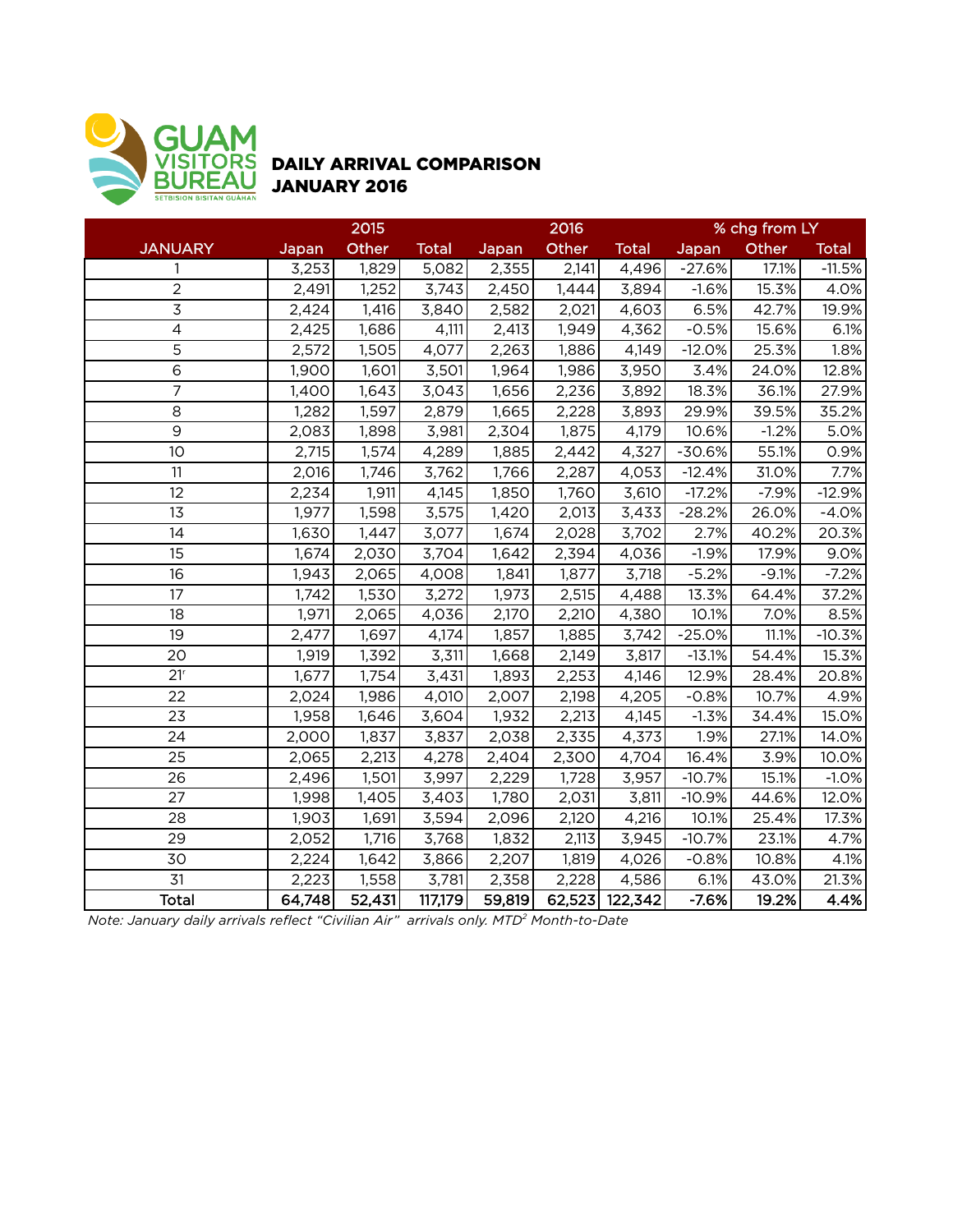GUAM VISITORS BUREAU
SETBISION BISITAN GUÅHAN

# DAILY ARRIVAL COMPARISON
# JANUARY 2016

| | 2015 | | | 2016 | | | % chg from LY | | |
|---|---|---|---|---|---|---|---|---|---|
| JANUARY | Japan | Other | Total | Japan | Other | Total | Japan | Other | Total |
| 1 | 3,253 | 1,829 | 5,082 | 2,355 | 2,141 | 4,496 | -27.6% | 17.1% | -11.5% |
| 2 | 2,491 | 1,252 | 3,743 | 2,450 | 1,444 | 3,894 | -1.6% | 15.3% | 4.0% |
| 3 | 2,424 | 1,416 | 3,840 | 2,582 | 2,021 | 4,603 | 6.5% | 42.7% | 19.9% |
| 4 | 2,425 | 1,686 | 4,111 | 2,413 | 1,949 | 4,362 | -0.5% | 15.6% | 6.1% |
| 5 | 2,572 | 1,505 | 4,077 | 2,263 | 1,886 | 4,149 | -12.0% | 25.3% | 1.8% |
| 6 | 1,900 | 1,601 | 3,501 | 1,964 | 1,986 | 3,950 | 3.4% | 24.0% | 12.8% |
| 7 | 1,400 | 1,643 | 3,043 | 1,656 | 2,236 | 3,892 | 18.3% | 36.1% | 27.9% |
| 8 | 1,282 | 1,597 | 2,879 | 1,665 | 2,228 | 3,893 | 29.9% | 39.5% | 35.2% |
| 9 | 2,083 | 1,898 | 3,981 | 2,304 | 1,875 | 4,179 | 10.6% | -1.2% | 5.0% |
| 10 | 2,715 | 1,574 | 4,289 | 1,885 | 2,442 | 4,327 | -30.6% | 55.1% | 0.9% |
| 11 | 2,016 | 1,746 | 3,762 | 1,766 | 2,287 | 4,053 | -12.4% | 31.0% | 7.7% |
| 12 | 2,234 | 1,911 | 4,145 | 1,850 | 1,760 | 3,610 | -17.2% | -7.9% | -12.9% |
| 13 | 1,977 | 1,598 | 3,575 | 1,420 | 2,013 | 3,433 | -28.2% | 26.0% | -4.0% |
| 14 | 1,630 | 1,447 | 3,077 | 1,674 | 2,028 | 3,702 | 2.7% | 40.2% | 20.3% |
| 15 | 1,674 | 2,030 | 3,704 | 1,642 | 2,394 | 4,036 | -1.9% | 17.9% | 9.0% |
| 16 | 1,943 | 2,065 | 4,008 | 1,841 | 1,877 | 3,718 | -5.2% | -9.1% | -7.2% |
| 17 | 1,742 | 1,530 | 3,272 | 1,973 | 2,515 | 4,488 | 13.3% | 64.4% | 37.2% |
| 18 | 1,971 | 2,065 | 4,036 | 2,170 | 2,210 | 4,380 | 10.1% | 7.0% | 8.5% |
| 19 | 2,477 | 1,697 | 4,174 | 1,857 | 1,885 | 3,742 | -25.0% | 11.1% | -10.3% |
| 20 | 1,919 | 1,392 | 3,311 | 1,668 | 2,149 | 3,817 | -13.1% | 54.4% | 15.3% |
| 21[r] | 1,677 | 1,754 | 3,431 | 1,893 | 2,253 | 4,146 | 12.9% | 28.4% | 20.8% |
| 22 | 2,024 | 1,986 | 4,010 | 2,007 | 2,198 | 4,205 | -0.8% | 10.7% | 4.9% |
| 23 | 1,958 | 1,646 | 3,604 | 1,932 | 2,213 | 4,145 | -1.3% | 34.4% | 15.0% |
| 24 | 2,000 | 1,837 | 3,837 | 2,038 | 2,335 | 4,373 | 1.9% | 27.1% | 14.0% |
| 25 | 2,065 | 2,213 | 4,278 | 2,404 | 2,300 | 4,704 | 16.4% | 3.9% | 10.0% |
| 26 | 2,496 | 1,501 | 3,997 | 2,229 | 1,728 | 3,957 | -10.7% | 15.1% | -1.0% |
| 27 | 1,998 | 1,405 | 3,403 | 1,780 | 2,031 | 3,811 | -10.9% | 44.6% | 12.0% |
| 28 | 1,903 | 1,691 | 3,594 | 2,096 | 2,120 | 4,216 | 10.1% | 25.4% | 17.3% |
| 29 | 2,052 | 1,716 | 3,768 | 1,832 | 2,113 | 3,945 | -10.7% | 23.1% | 4.7% |
| 30 | 2,224 | 1,642 | 3,866 | 2,207 | 1,819 | 4,026 | -0.8% | 10.8% | 4.1% |
| 31 | 2,223 | 1,558 | 3,781 | 2,358 | 2,228 | 4,586 | 6.1% | 43.0% | 21.3% |
| **Total** | **64,748** | **52,431** | **117,179** | **59,819** | **62,523** | **122,342** | **-7.6%** | **19.2%** | **4.4%** |

*Note: January daily arrivals reflect "Civilian Air" arrivals only. MTD[2] Month-to-Date*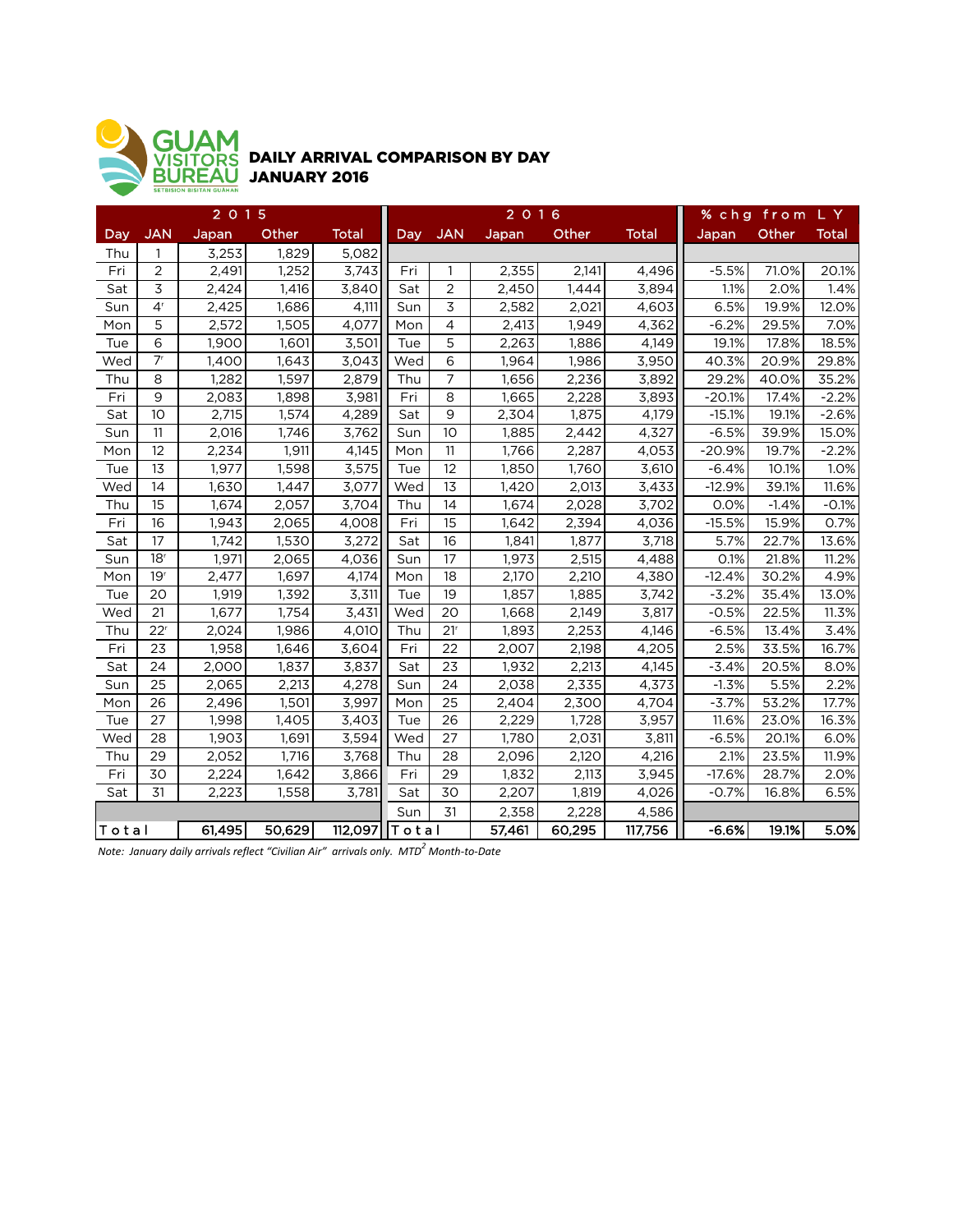GUAM VISITORS BUREAU
SETBISION BISITAN GUÅHAN

# DAILY ARRIVAL COMPARISON BY DAY
# JANUARY 2016

| 2015 | | | | | 2016 | | | | | % chg from LY | | |
|---|---|---|---|---|---|---|---|---|---|---|---|---|
| Day | JAN | Japan | Other | Total | Day | JAN | Japan | Other | Total | Japan | Other | Total |
| Thu | 1 | 3,253 | 1,829 | 5,082 | | | | | | | | |
| Fri | 2 | 2,491 | 1,252 | 3,743 | Fri | 1 | 2,355 | 2,141 | 4,496 | -5.5% | 71.0% | 20.1% |
| Sat | 3 | 2,424 | 1,416 | 3,840 | Sat | 2 | 2,450 | 1,444 | 3,894 | 1.1% | 2.0% | 1.4% |
| Sun | 4r | 2,425 | 1,686 | 4,111 | Sun | 3 | 2,582 | 2,021 | 4,603 | 6.5% | 19.9% | 12.0% |
| Mon | 5 | 2,572 | 1,505 | 4,077 | Mon | 4 | 2,413 | 1,949 | 4,362 | -6.2% | 29.5% | 7.0% |
| Tue | 6 | 1,900 | 1,601 | 3,501 | Tue | 5 | 2,263 | 1,886 | 4,149 | 19.1% | 17.8% | 18.5% |
| Wed | 7r | 1,400 | 1,643 | 3,043 | Wed | 6 | 1,964 | 1,986 | 3,950 | 40.3% | 20.9% | 29.8% |
| Thu | 8 | 1,282 | 1,597 | 2,879 | Thu | 7 | 1,656 | 2,236 | 3,892 | 29.2% | 40.0% | 35.2% |
| Fri | 9 | 2,083 | 1,898 | 3,981 | Fri | 8 | 1,665 | 2,228 | 3,893 | -20.1% | 17.4% | -2.2% |
| Sat | 10 | 2,715 | 1,574 | 4,289 | Sat | 9 | 2,304 | 1,875 | 4,179 | -15.1% | 19.1% | -2.6% |
| Sun | 11 | 2,016 | 1,746 | 3,762 | Sun | 10 | 1,885 | 2,442 | 4,327 | -6.5% | 39.9% | 15.0% |
| Mon | 12 | 2,234 | 1,911 | 4,145 | Mon | 11 | 1,766 | 2,287 | 4,053 | -20.9% | 19.7% | -2.2% |
| Tue | 13 | 1,977 | 1,598 | 3,575 | Tue | 12 | 1,850 | 1,760 | 3,610 | -6.4% | 10.1% | 1.0% |
| Wed | 14 | 1,630 | 1,447 | 3,077 | Wed | 13 | 1,420 | 2,013 | 3,433 | -12.9% | 39.1% | 11.6% |
| Thu | 15 | 1,674 | 2,057 | 3,704 | Thu | 14 | 1,674 | 2,028 | 3,702 | 0.0% | -1.4% | -0.1% |
| Fri | 16 | 1,943 | 2,065 | 4,008 | Fri | 15 | 1,642 | 2,394 | 4,036 | -15.5% | 15.9% | 0.7% |
| Sat | 17 | 1,742 | 1,530 | 3,272 | Sat | 16 | 1,841 | 1,877 | 3,718 | 5.7% | 22.7% | 13.6% |
| Sun | 18r | 1,971 | 2,065 | 4,036 | Sun | 17 | 1,973 | 2,515 | 4,488 | 0.1% | 21.8% | 11.2% |
| Mon | 19r | 2,477 | 1,697 | 4,174 | Mon | 18 | 2,170 | 2,210 | 4,380 | -12.4% | 30.2% | 4.9% |
| Tue | 20 | 1,919 | 1,392 | 3,311 | Tue | 19 | 1,857 | 1,885 | 3,742 | -3.2% | 35.4% | 13.0% |
| Wed | 21 | 1,677 | 1,754 | 3,431 | Wed | 20 | 1,668 | 2,149 | 3,817 | -0.5% | 22.5% | 11.3% |
| Thu | 22r | 2,024 | 1,986 | 4,010 | Thu | 21r | 1,893 | 2,253 | 4,146 | -6.5% | 13.4% | 3.4% |
| Fri | 23 | 1,958 | 1,646 | 3,604 | Fri | 22 | 2,007 | 2,198 | 4,205 | 2.5% | 33.5% | 16.7% |
| Sat | 24 | 2,000 | 1,837 | 3,837 | Sat | 23 | 1,932 | 2,213 | 4,145 | -3.4% | 20.5% | 8.0% |
| Sun | 25 | 2,065 | 2,213 | 4,278 | Sun | 24 | 2,038 | 2,335 | 4,373 | -1.3% | 5.5% | 2.2% |
| Mon | 26 | 2,496 | 1,501 | 3,997 | Mon | 25 | 2,404 | 2,300 | 4,704 | -3.7% | 53.2% | 17.7% |
| Tue | 27 | 1,998 | 1,405 | 3,403 | Tue | 26 | 2,229 | 1,728 | 3,957 | 11.6% | 23.0% | 16.3% |
| Wed | 28 | 1,903 | 1,691 | 3,594 | Wed | 27 | 1,780 | 2,031 | 3,811 | -6.5% | 20.1% | 6.0% |
| Thu | 29 | 2,052 | 1,716 | 3,768 | Thu | 28 | 2,096 | 2,120 | 4,216 | 2.1% | 23.5% | 11.9% |
| Fri | 30 | 2,224 | 1,642 | 3,866 | Fri | 29 | 1,832 | 2,113 | 3,945 | -17.6% | 28.7% | 2.0% |
| Sat | 31 | 2,223 | 1,558 | 3,781 | Sat | 30 | 2,207 | 1,819 | 4,026 | -0.7% | 16.8% | 6.5% |
| | | | | | Sun | 31 | 2,358 | 2,228 | 4,586 | | | |
| Total | | 61,495 | 50,629 | 112,097 | Total | | 57,461 | 60,295 | 117,756 | -6.6% | 19.1% | 5.0% |

*Note: January daily arrivals reflect "Civilian Air" arrivals only. MTD[2] Month-to-Date*